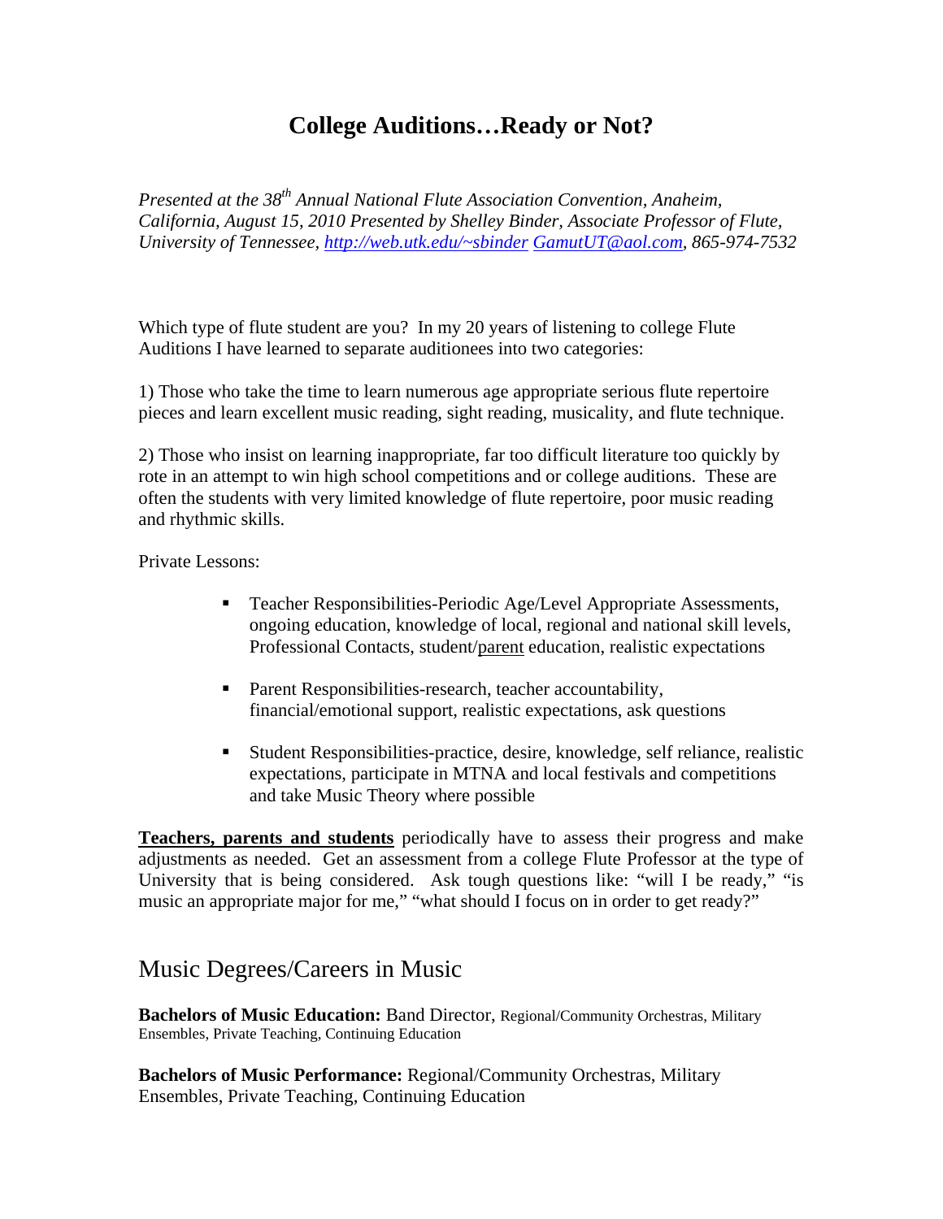# College Auditions…Ready or Not?

*Presented at the 38th Annual National Flute Association Convention, Anaheim, California, August 15, 2010 Presented by Shelley Binder, Associate Professor of Flute, University of Tennessee, [http://web.utk.edu/~sbinder](http://web.utk.edu/~sbinder) [GamutUT@aol.com](mailto:GamutUT@aol.com), 865-974-7532*

Which type of flute student are you? In my 20 years of listening to college Flute Auditions I have learned to separate auditionees into two categories:

1) Those who take the time to learn numerous age appropriate serious flute repertoire pieces and learn excellent music reading, sight reading, musicality, and flute technique.

2) Those who insist on learning inappropriate, far too difficult literature too quickly by rote in an attempt to win high school competitions and or college auditions. These are often the students with very limited knowledge of flute repertoire, poor music reading and rhythmic skills.

Private Lessons:

- Teacher Responsibilities-Periodic Age/Level Appropriate Assessments, ongoing education, knowledge of local, regional and national skill levels, Professional Contacts, student/parent education, realistic expectations
- Parent Responsibilities-research, teacher accountability, financial/emotional support, realistic expectations, ask questions
- Student Responsibilities-practice, desire, knowledge, self reliance, realistic expectations, participate in MTNA and local festivals and competitions and take Music Theory where possible

**Teachers, parents and students** periodically have to assess their progress and make adjustments as needed. Get an assessment from a college Flute Professor at the type of University that is being considered. Ask tough questions like: "will I be ready," "is music an appropriate major for me," "what should I focus on in order to get ready?"

## Music Degrees/Careers in Music

**Bachelors of Music Education:** Band Director, Regional/Community Orchestras, Military Ensembles, Private Teaching, Continuing Education

**Bachelors of Music Performance:** Regional/Community Orchestras, Military Ensembles, Private Teaching, Continuing Education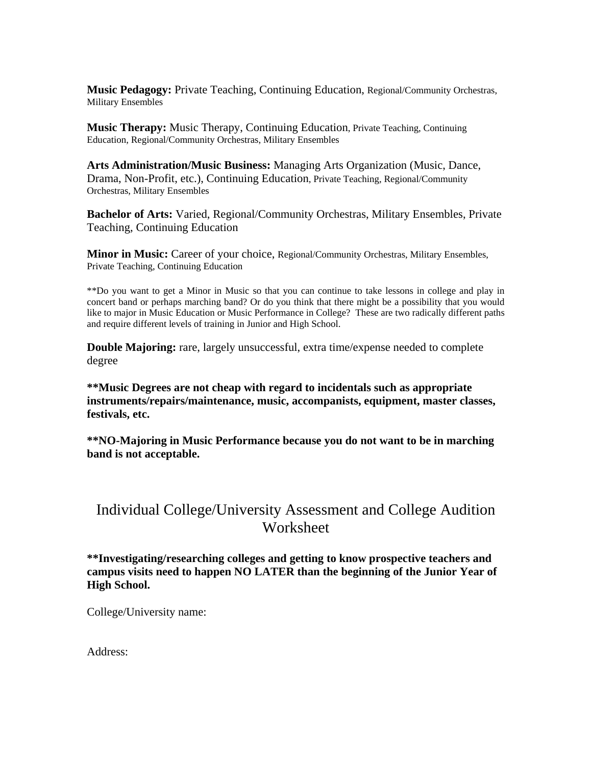**Music Pedagogy:** Private Teaching, Continuing Education, Regional/Community Orchestras, Military Ensembles

**Music Therapy:** Music Therapy, Continuing Education, Private Teaching, Continuing Education, Regional/Community Orchestras, Military Ensembles

**Arts Administration/Music Business:** Managing Arts Organization (Music, Dance, Drama, Non-Profit, etc.), Continuing Education, Private Teaching, Regional/Community Orchestras, Military Ensembles

**Bachelor of Arts:** Varied, Regional/Community Orchestras, Military Ensembles, Private Teaching, Continuing Education

**Minor in Music:** Career of your choice, Regional/Community Orchestras, Military Ensembles, Private Teaching, Continuing Education

**Do you want to get a Minor in Music so that you can continue to take lessons in college and play in concert band or perhaps marching band? Or do you think that there might be a possibility that you would like to major in Music Education or Music Performance in College? These are two radically different paths and require different levels of training in Junior and High School.

**Double Majoring:** rare, largely unsuccessful, extra time/expense needed to complete degree

****Music Degrees are not cheap with regard to incidentals such as appropriate instruments/repairs/maintenance, music, accompanists, equipment, master classes, festivals, etc.**

****NO-Majoring in Music Performance because you do not want to be in marching band is not acceptable.**

# Individual College/University Assessment and College Audition Worksheet

****Investigating/researching colleges and getting to know prospective teachers and campus visits need to happen NO LATER than the beginning of the Junior Year of High School.**

College/University name:

Address: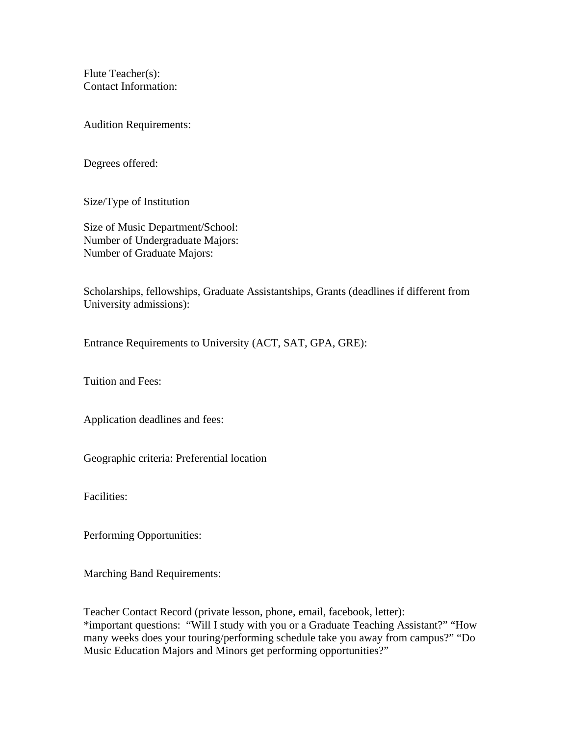Flute Teacher(s):
Contact Information:

Audition Requirements:

Degrees offered:

Size/Type of Institution

Size of Music Department/School:
Number of Undergraduate Majors:
Number of Graduate Majors:

Scholarships, fellowships, Graduate Assistantships, Grants (deadlines if different from University admissions):

Entrance Requirements to University (ACT, SAT, GPA, GRE):

Tuition and Fees:

Application deadlines and fees:

Geographic criteria: Preferential location

Facilities:

Performing Opportunities:

Marching Band Requirements:

Teacher Contact Record (private lesson, phone, email, facebook, letter):
*important questions: "Will I study with you or a Graduate Teaching Assistant?" "How many weeks does your touring/performing schedule take you away from campus?" "Do Music Education Majors and Minors get performing opportunities?"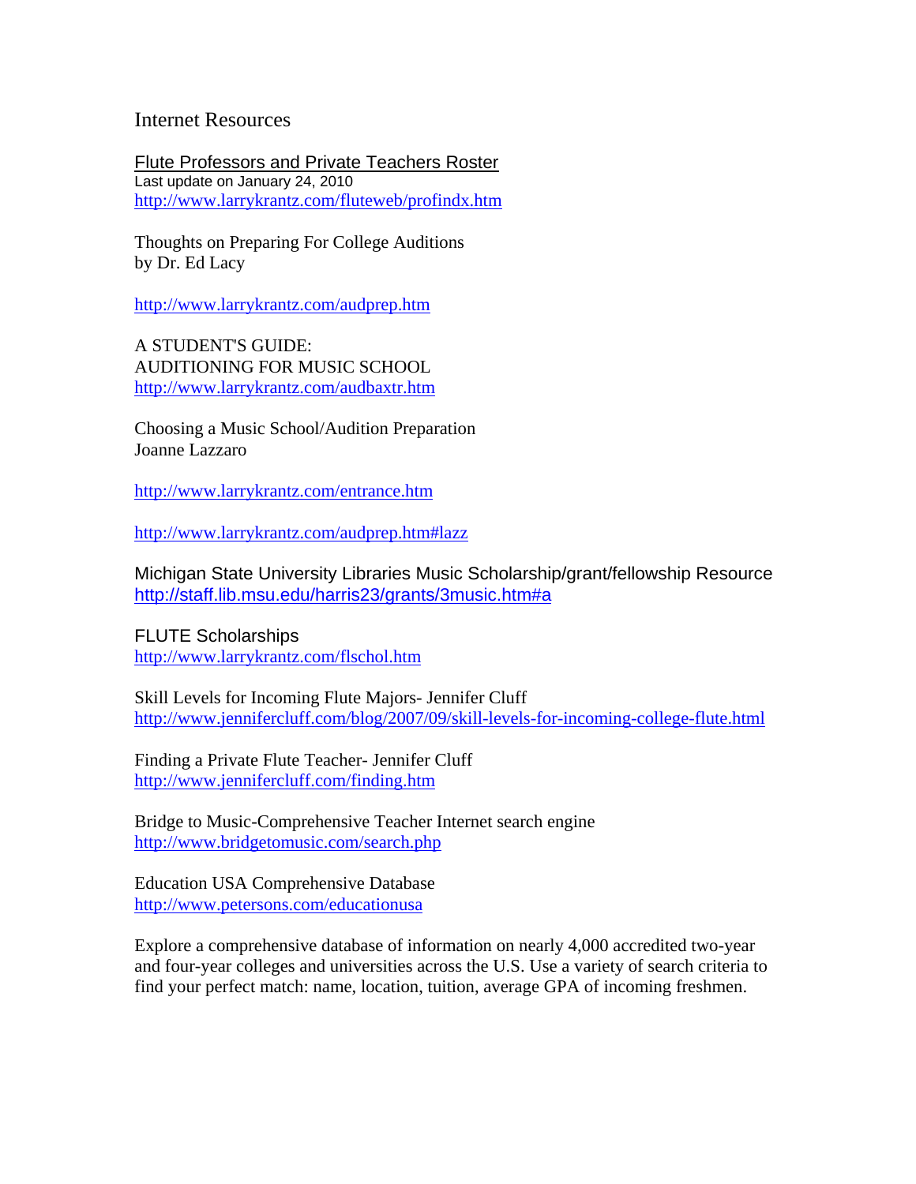## Internet Resources

Flute Professors and Private Teachers Roster
Last update on January 24, 2010
http://www.larrykrantz.com/fluteweb/profindx.htm

Thoughts on Preparing For College Auditions
by Dr. Ed Lacy

http://www.larrykrantz.com/audprep.htm

A STUDENT'S GUIDE:
AUDITIONING FOR MUSIC SCHOOL
http://www.larrykrantz.com/audbaxtr.htm

Choosing a Music School/Audition Preparation
Joanne Lazzaro

http://www.larrykrantz.com/entrance.htm

http://www.larrykrantz.com/audprep.htm#lazz

Michigan State University Libraries Music Scholarship/grant/fellowship Resource
http://staff.lib.msu.edu/harris23/grants/3music.htm#a

FLUTE Scholarships
http://www.larrykrantz.com/flschol.htm

Skill Levels for Incoming Flute Majors- Jennifer Cluff
http://www.jennifercluff.com/blog/2007/09/skill-levels-for-incoming-college-flute.html

Finding a Private Flute Teacher- Jennifer Cluff
http://www.jennifercluff.com/finding.htm

Bridge to Music-Comprehensive Teacher Internet search engine
http://www.bridgetomusic.com/search.php

Education USA Comprehensive Database
http://www.petersons.com/educationusa

Explore a comprehensive database of information on nearly 4,000 accredited two-year and four-year colleges and universities across the U.S. Use a variety of search criteria to find your perfect match: name, location, tuition, average GPA of incoming freshmen.